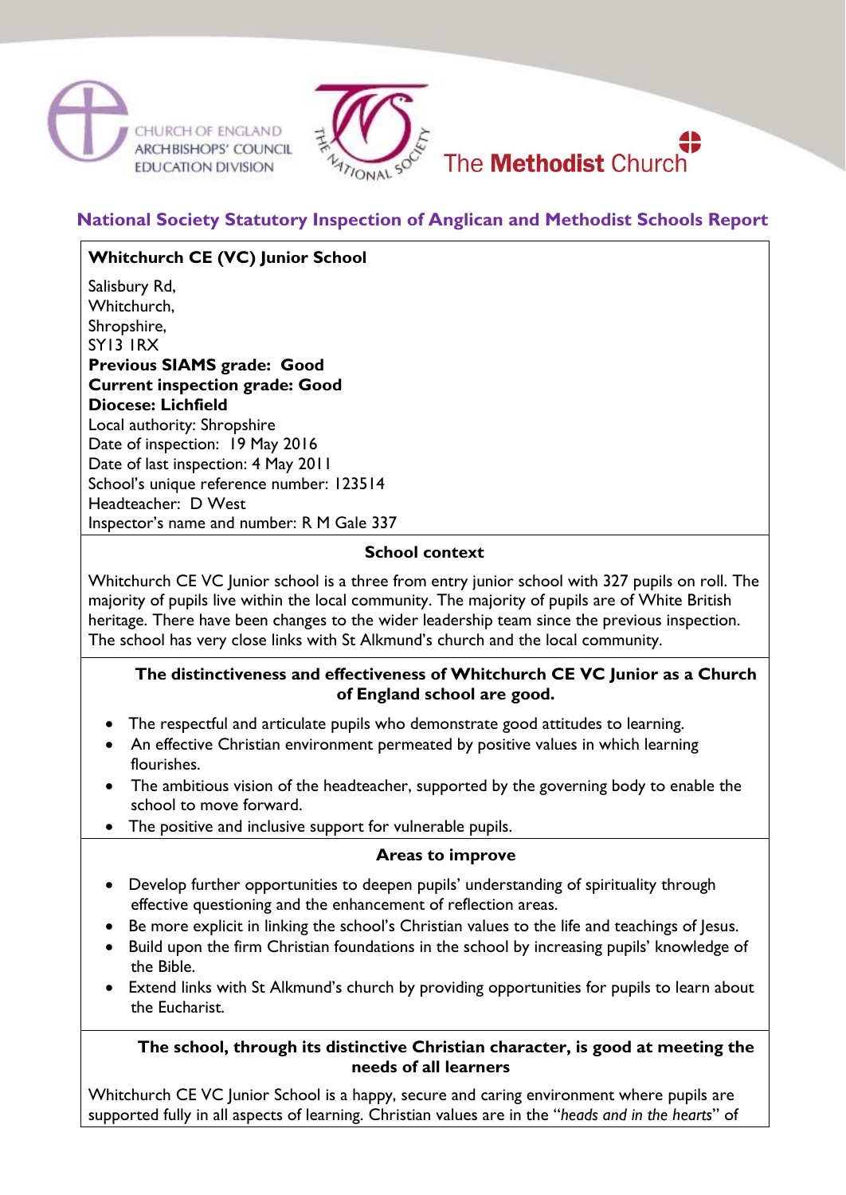# National Society Statutory Inspection of Anglican and Methodist Schools Report

**Whitchurch CE (VC) Junior School**

Salisbury Rd,
Whitchurch,
Shropshire,
SY13 1RX

**Previous SIAMS grade: Good**
**Current inspection grade: Good**
**Diocese: Lichfield**
Local authority: Shropshire
Date of inspection: 19 May 2016
Date of last inspection: 4 May 2011
School's unique reference number: 123514
Headteacher: D West
Inspector's name and number: R M Gale 337

### School context

Whitchurch CE VC Junior school is a three from entry junior school with 327 pupils on roll. The majority of pupils live within the local community. The majority of pupils are of White British heritage. There have been changes to the wider leadership team since the previous inspection. The school has very close links with St Alkmund's church and the local community.

### The distinctiveness and effectiveness of Whitchurch CE VC Junior as a Church of England school are good.

- The respectful and articulate pupils who demonstrate good attitudes to learning.
- An effective Christian environment permeated by positive values in which learning flourishes.
- The ambitious vision of the headteacher, supported by the governing body to enable the school to move forward.
- The positive and inclusive support for vulnerable pupils.

### Areas to improve

- Develop further opportunities to deepen pupils' understanding of spirituality through effective questioning and the enhancement of reflection areas.
- Be more explicit in linking the school's Christian values to the life and teachings of Jesus.
- Build upon the firm Christian foundations in the school by increasing pupils' knowledge of the Bible.
- Extend links with St Alkmund's church by providing opportunities for pupils to learn about the Eucharist.

### The school, through its distinctive Christian character, is good at meeting the needs of all learners

Whitchurch CE VC Junior School is a happy, secure and caring environment where pupils are supported fully in all aspects of learning. Christian values are in the "*heads and in the hearts*" of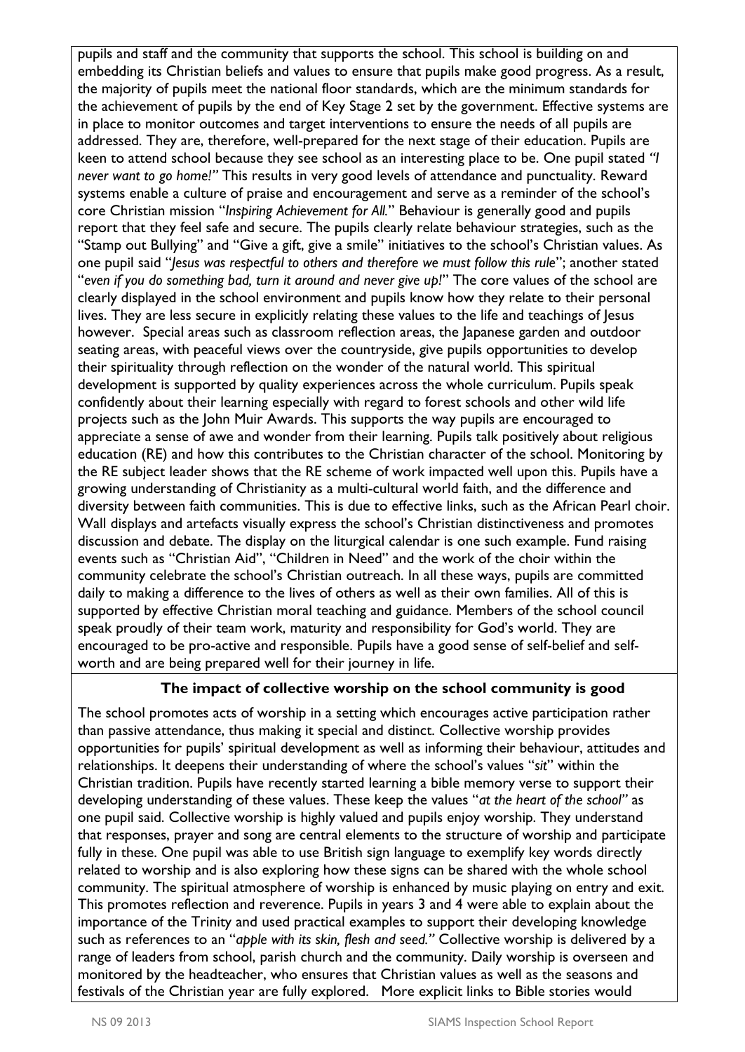pupils and staff and the community that supports the school. This school is building on and embedding its Christian beliefs and values to ensure that pupils make good progress. As a result, the majority of pupils meet the national floor standards, which are the minimum standards for the achievement of pupils by the end of Key Stage 2 set by the government. Effective systems are in place to monitor outcomes and target interventions to ensure the needs of all pupils are addressed. They are, therefore, well-prepared for the next stage of their education. Pupils are keen to attend school because they see school as an interesting place to be. One pupil stated *"I never want to go home!"* This results in very good levels of attendance and punctuality. Reward systems enable a culture of praise and encouragement and serve as a reminder of the school's core Christian mission "*Inspiring Achievement for All.*" Behaviour is generally good and pupils report that they feel safe and secure. The pupils clearly relate behaviour strategies, such as the "Stamp out Bullying" and "Give a gift, give a smile" initiatives to the school's Christian values. As one pupil said "*Jesus was respectful to others and therefore we must follow this rule*"; another stated "*even if you do something bad, turn it around and never give up!*" The core values of the school are clearly displayed in the school environment and pupils know how they relate to their personal lives. They are less secure in explicitly relating these values to the life and teachings of Jesus however. Special areas such as classroom reflection areas, the Japanese garden and outdoor seating areas, with peaceful views over the countryside, give pupils opportunities to develop their spirituality through reflection on the wonder of the natural world. This spiritual development is supported by quality experiences across the whole curriculum. Pupils speak confidently about their learning especially with regard to forest schools and other wild life projects such as the John Muir Awards. This supports the way pupils are encouraged to appreciate a sense of awe and wonder from their learning. Pupils talk positively about religious education (RE) and how this contributes to the Christian character of the school. Monitoring by the RE subject leader shows that the RE scheme of work impacted well upon this. Pupils have a growing understanding of Christianity as a multi-cultural world faith, and the difference and diversity between faith communities. This is due to effective links, such as the African Pearl choir. Wall displays and artefacts visually express the school's Christian distinctiveness and promotes discussion and debate. The display on the liturgical calendar is one such example. Fund raising events such as "Christian Aid", "Children in Need" and the work of the choir within the community celebrate the school's Christian outreach. In all these ways, pupils are committed daily to making a difference to the lives of others as well as their own families. All of this is supported by effective Christian moral teaching and guidance. Members of the school council speak proudly of their team work, maturity and responsibility for God's world. They are encouraged to be pro-active and responsible. Pupils have a good sense of self-belief and self-worth and are being prepared well for their journey in life.

**The impact of collective worship on the school community is good**

The school promotes acts of worship in a setting which encourages active participation rather than passive attendance, thus making it special and distinct. Collective worship provides opportunities for pupils' spiritual development as well as informing their behaviour, attitudes and relationships. It deepens their understanding of where the school's values "*sit*" within the Christian tradition. Pupils have recently started learning a bible memory verse to support their developing understanding of these values. These keep the values "*at the heart of the school"* as one pupil said. Collective worship is highly valued and pupils enjoy worship. They understand that responses, prayer and song are central elements to the structure of worship and participate fully in these. One pupil was able to use British sign language to exemplify key words directly related to worship and is also exploring how these signs can be shared with the whole school community. The spiritual atmosphere of worship is enhanced by music playing on entry and exit. This promotes reflection and reverence. Pupils in years 3 and 4 were able to explain about the importance of the Trinity and used practical examples to support their developing knowledge such as references to an "*apple with its skin, flesh and seed."* Collective worship is delivered by a range of leaders from school, parish church and the community. Daily worship is overseen and monitored by the headteacher, who ensures that Christian values as well as the seasons and festivals of the Christian year are fully explored. More explicit links to Bible stories would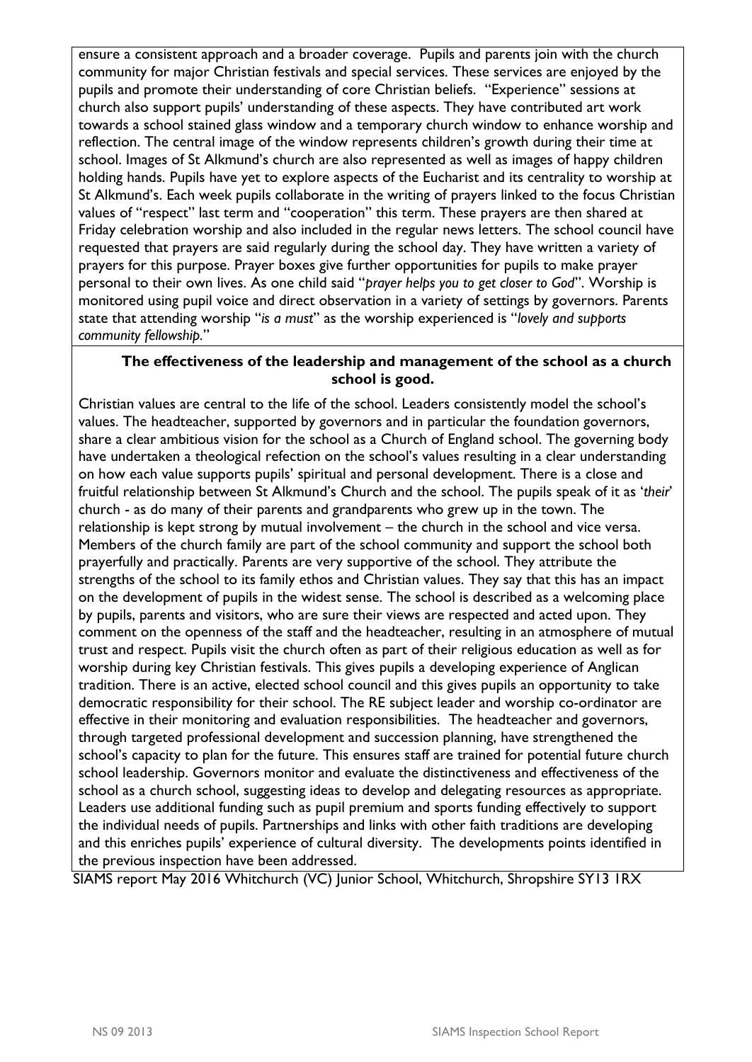ensure a consistent approach and a broader coverage. Pupils and parents join with the church community for major Christian festivals and special services. These services are enjoyed by the pupils and promote their understanding of core Christian beliefs. "Experience" sessions at church also support pupils' understanding of these aspects. They have contributed art work towards a school stained glass window and a temporary church window to enhance worship and reflection. The central image of the window represents children's growth during their time at school. Images of St Alkmund's church are also represented as well as images of happy children holding hands. Pupils have yet to explore aspects of the Eucharist and its centrality to worship at St Alkmund's. Each week pupils collaborate in the writing of prayers linked to the focus Christian values of "respect" last term and "cooperation" this term. These prayers are then shared at Friday celebration worship and also included in the regular news letters. The school council have requested that prayers are said regularly during the school day. They have written a variety of prayers for this purpose. Prayer boxes give further opportunities for pupils to make prayer personal to their own lives. As one child said "*prayer helps you to get closer to God*". Worship is monitored using pupil voice and direct observation in a variety of settings by governors. Parents state that attending worship "*is a must*" as the worship experienced is "*lovely and supports community fellowship*."

**The effectiveness of the leadership and management of the school as a church school is good.**

Christian values are central to the life of the school. Leaders consistently model the school's values. The headteacher, supported by governors and in particular the foundation governors, share a clear ambitious vision for the school as a Church of England school. The governing body have undertaken a theological refection on the school's values resulting in a clear understanding on how each value supports pupils' spiritual and personal development. There is a close and fruitful relationship between St Alkmund's Church and the school. The pupils speak of it as '*their*' church - as do many of their parents and grandparents who grew up in the town. The relationship is kept strong by mutual involvement – the church in the school and vice versa. Members of the church family are part of the school community and support the school both prayerfully and practically. Parents are very supportive of the school. They attribute the strengths of the school to its family ethos and Christian values. They say that this has an impact on the development of pupils in the widest sense. The school is described as a welcoming place by pupils, parents and visitors, who are sure their views are respected and acted upon. They comment on the openness of the staff and the headteacher, resulting in an atmosphere of mutual trust and respect. Pupils visit the church often as part of their religious education as well as for worship during key Christian festivals. This gives pupils a developing experience of Anglican tradition. There is an active, elected school council and this gives pupils an opportunity to take democratic responsibility for their school. The RE subject leader and worship co-ordinator are effective in their monitoring and evaluation responsibilities. The headteacher and governors, through targeted professional development and succession planning, have strengthened the school's capacity to plan for the future. This ensures staff are trained for potential future church school leadership. Governors monitor and evaluate the distinctiveness and effectiveness of the school as a church school, suggesting ideas to develop and delegating resources as appropriate. Leaders use additional funding such as pupil premium and sports funding effectively to support the individual needs of pupils. Partnerships and links with other faith traditions are developing and this enriches pupils' experience of cultural diversity. The developments points identified in the previous inspection have been addressed.

SIAMS report May 2016 Whitchurch (VC) Junior School, Whitchurch, Shropshire SY13 1RX